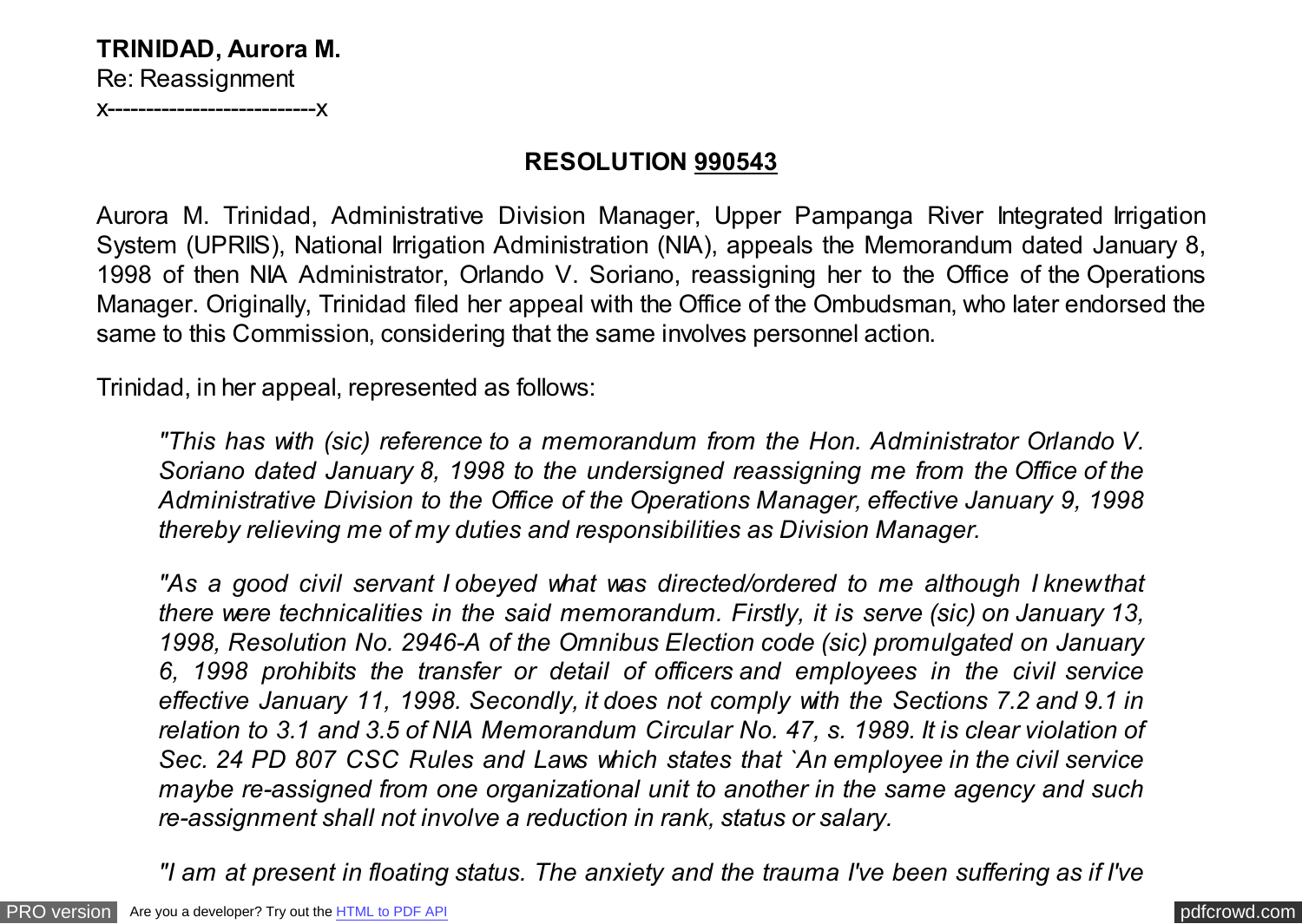**TRINIDAD, Aurora M.**
Re: Reassignment
x---------------------------x

## RESOLUTION 990543

Aurora M. Trinidad, Administrative Division Manager, Upper Pampanga River Integrated Irrigation System (UPRIIS), National Irrigation Administration (NIA), appeals the Memorandum dated January 8, 1998 of then NIA Administrator, Orlando V. Soriano, reassigning her to the Office of the Operations Manager. Originally, Trinidad filed her appeal with the Office of the Ombudsman, who later endorsed the same to this Commission, considering that the same involves personnel action.

Trinidad, in her appeal, represented as follows:

> *"This has with (sic) reference to a memorandum from the Hon. Administrator Orlando V. Soriano dated January 8, 1998 to the undersigned reassigning me from the Office of the Administrative Division to the Office of the Operations Manager, effective January 9, 1998 thereby relieving me of my duties and responsibilities as Division Manager.*
>
> *"As a good civil servant I obeyed what was directed/ordered to me although I knew that there were technicalities in the said memorandum. Firstly, it is serve (sic) on January 13, 1998, Resolution No. 2946-A of the Omnibus Election code (sic) promulgated on January 6, 1998 prohibits the transfer or detail of officers and employees in the civil service effective January 11, 1998. Secondly, it does not comply with the Sections 7.2 and 9.1 in relation to 3.1 and 3.5 of NIA Memorandum Circular No. 47, s. 1989. It is clear violation of Sec. 24 PD 807 CSC Rules and Laws which states that `An employee in the civil service maybe re-assigned from one organizational unit to another in the same agency and such re-assignment shall not involve a reduction in rank, status or salary.*
>
> *"I am at present in floating status. The anxiety and the trauma I've been suffering as if I've*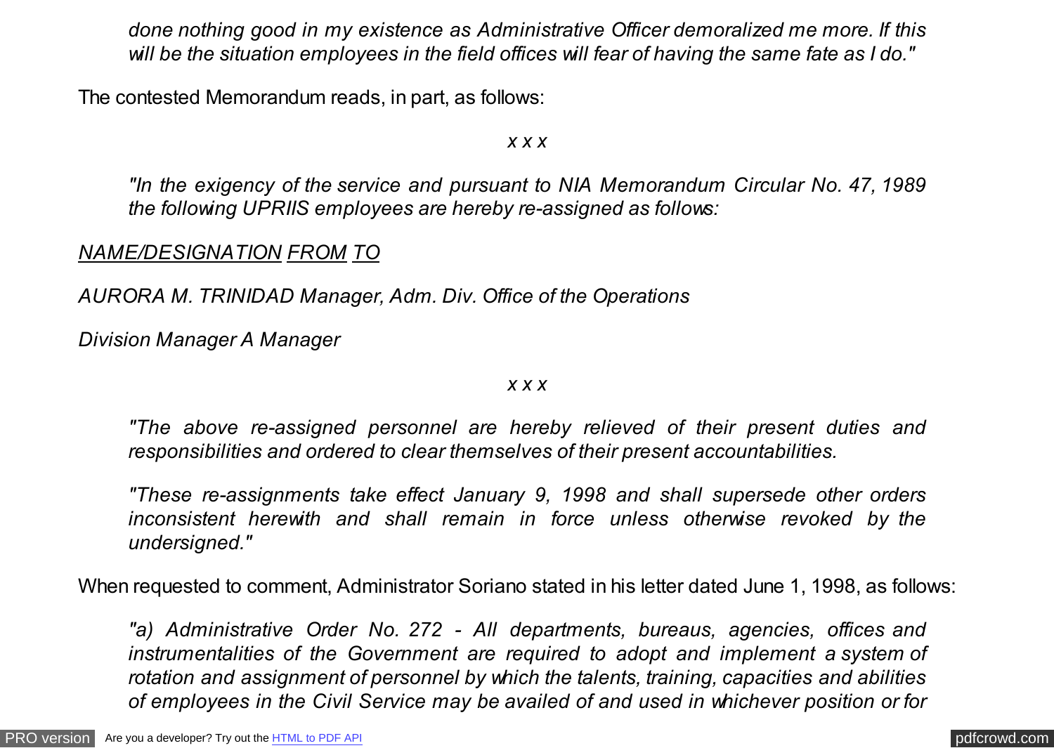*done nothing good in my existence as Administrative Officer demoralized me more. If this will be the situation employees in the field offices will fear of having the same fate as I do."*

The contested Memorandum reads, in part, as follows:

*x x x*

*"In the exigency of the service and pursuant to NIA Memorandum Circular No. 47, 1989 the following UPRIIS employees are hereby re-assigned as follows:*

*__NAME/DESIGNATION__ __FROM__ __TO__*

*AURORA M. TRINIDAD Manager, Adm. Div. Office of the Operations*

*Division Manager A Manager*

*x x x*

*"The above re-assigned personnel are hereby relieved of their present duties and responsibilities and ordered to clear themselves of their present accountabilities.*

*"These re-assignments take effect January 9, 1998 and shall supersede other orders inconsistent herewith and shall remain in force unless otherwise revoked by the undersigned."*

When requested to comment, Administrator Soriano stated in his letter dated June 1, 1998, as follows:

*"a) Administrative Order No. 272 - All departments, bureaus, agencies, offices and instrumentalities of the Government are required to adopt and implement a system of rotation and assignment of personnel by which the talents, training, capacities and abilities of employees in the Civil Service may be availed of and used in whichever position or for*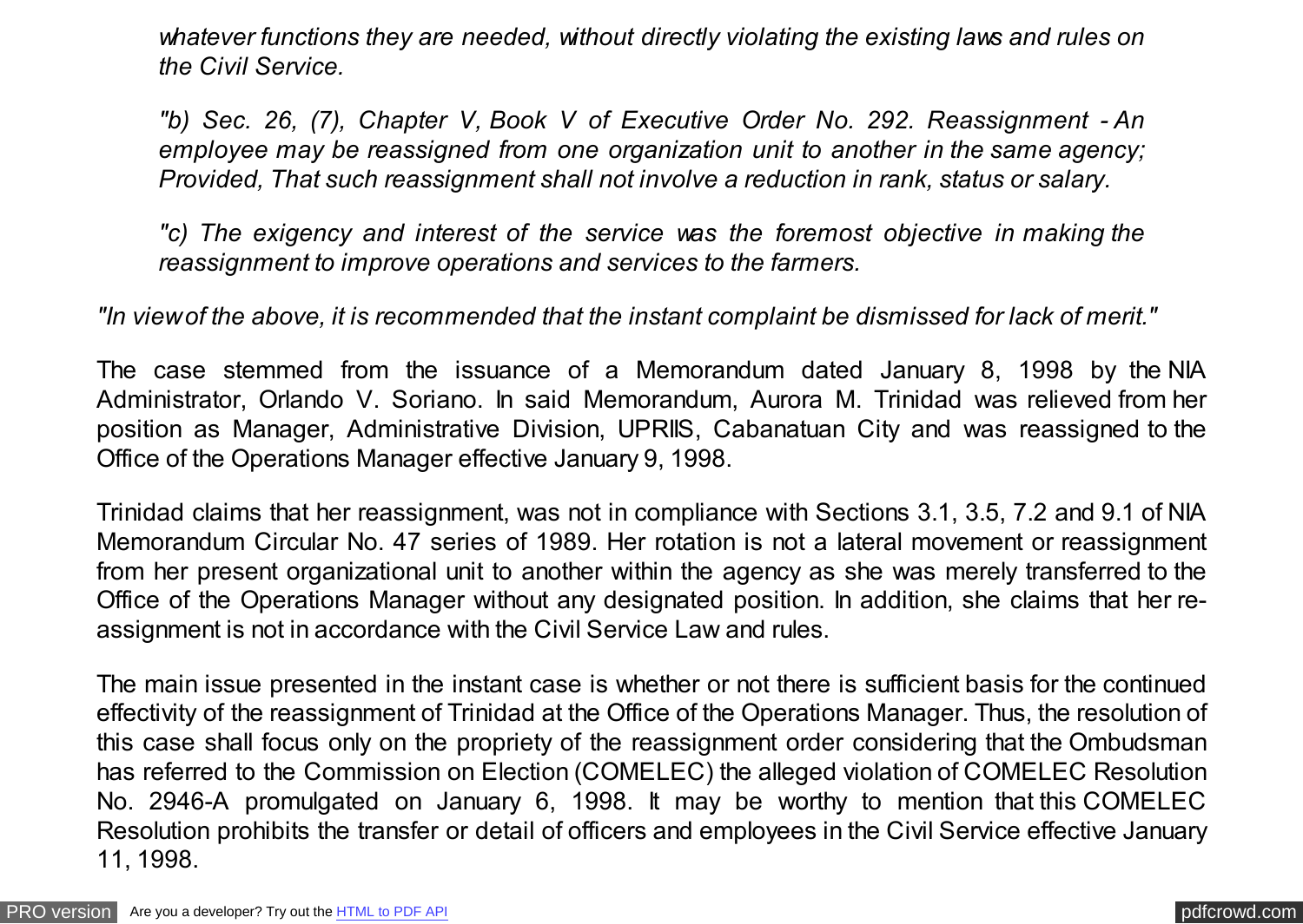*whatever functions they are needed, without directly violating the existing laws and rules on the Civil Service.*

*"b) Sec. 26, (7), Chapter V, Book V of Executive Order No. 292. Reassignment - An employee may be reassigned from one organization unit to another in the same agency; Provided, That such reassignment shall not involve a reduction in rank, status or salary.*

*"c) The exigency and interest of the service was the foremost objective in making the reassignment to improve operations and services to the farmers.*

*"In view of the above, it is recommended that the instant complaint be dismissed for lack of merit."*

The case stemmed from the issuance of a Memorandum dated January 8, 1998 by the NIA Administrator, Orlando V. Soriano. In said Memorandum, Aurora M. Trinidad was relieved from her position as Manager, Administrative Division, UPRIIS, Cabanatuan City and was reassigned to the Office of the Operations Manager effective January 9, 1998.

Trinidad claims that her reassignment, was not in compliance with Sections 3.1, 3.5, 7.2 and 9.1 of NIA Memorandum Circular No. 47 series of 1989. Her rotation is not a lateral movement or reassignment from her present organizational unit to another within the agency as she was merely transferred to the Office of the Operations Manager without any designated position. In addition, she claims that her re-assignment is not in accordance with the Civil Service Law and rules.

The main issue presented in the instant case is whether or not there is sufficient basis for the continued effectivity of the reassignment of Trinidad at the Office of the Operations Manager. Thus, the resolution of this case shall focus only on the propriety of the reassignment order considering that the Ombudsman has referred to the Commission on Election (COMELEC) the alleged violation of COMELEC Resolution No. 2946-A promulgated on January 6, 1998. It may be worthy to mention that this COMELEC Resolution prohibits the transfer or detail of officers and employees in the Civil Service effective January 11, 1998.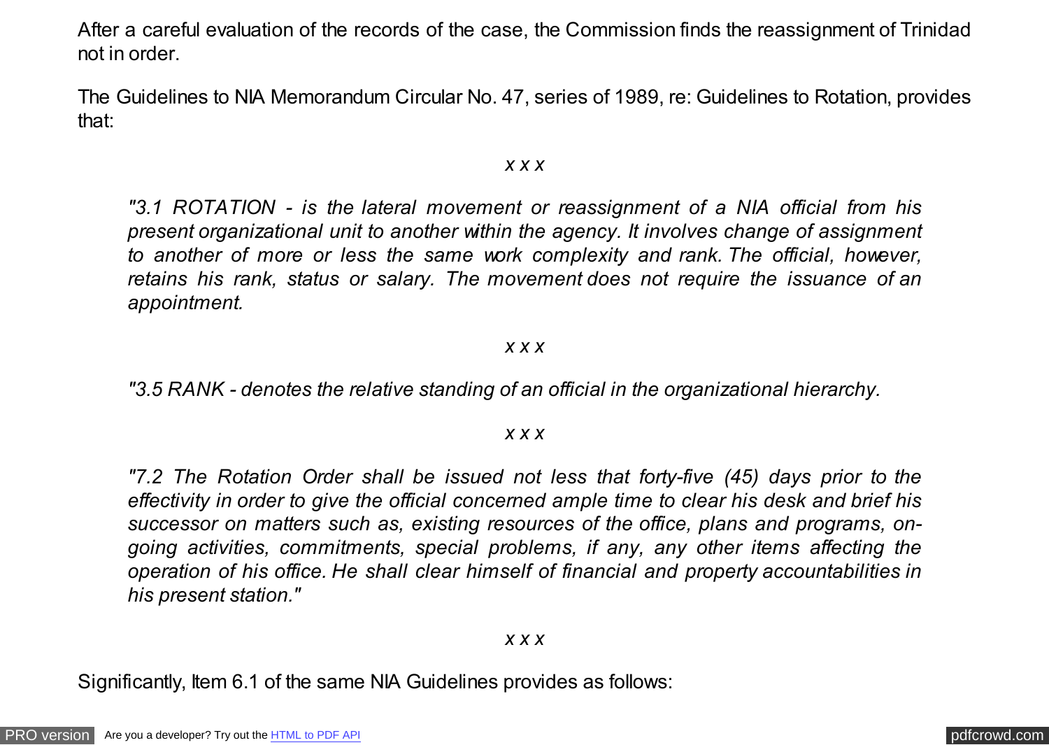After a careful evaluation of the records of the case, the Commission finds the reassignment of Trinidad not in order.

The Guidelines to NIA Memorandum Circular No. 47, series of 1989, re: Guidelines to Rotation, provides that:

*x x x*

> *"3.1 ROTATION - is the lateral movement or reassignment of a NIA official from his present organizational unit to another within the agency. It involves change of assignment to another of more or less the same work complexity and rank. The official, however, retains his rank, status or salary. The movement does not require the issuance of an appointment.*

*x x x*

> *"3.5 RANK - denotes the relative standing of an official in the organizational hierarchy.*

*x x x*

> *"7.2 The Rotation Order shall be issued not less that forty-five (45) days prior to the effectivity in order to give the official concerned ample time to clear his desk and brief his successor on matters such as, existing resources of the office, plans and programs, on-going activities, commitments, special problems, if any, any other items affecting the operation of his office. He shall clear himself of financial and property accountabilities in his present station."*

*x x x*

Significantly, Item 6.1 of the same NIA Guidelines provides as follows: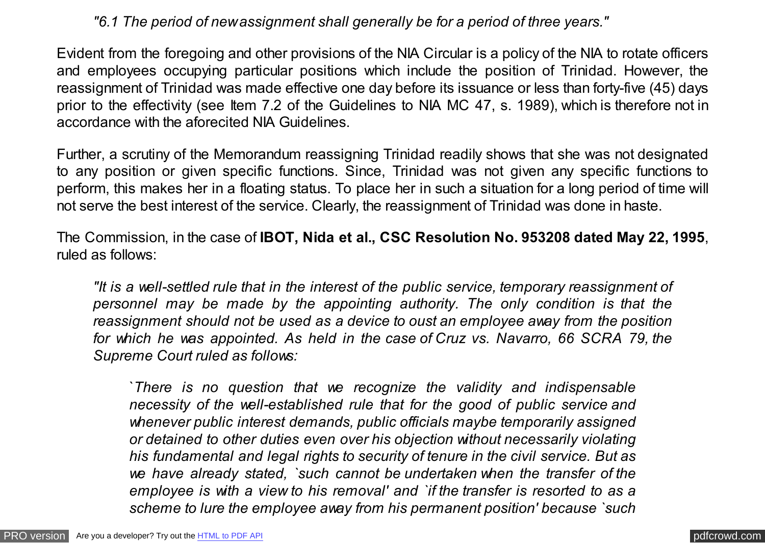*"6.1 The period of new assignment shall generally be for a period of three years."*

Evident from the foregoing and other provisions of the NIA Circular is a policy of the NIA to rotate officers and employees occupying particular positions which include the position of Trinidad. However, the reassignment of Trinidad was made effective one day before its issuance or less than forty-five (45) days prior to the effectivity (see Item 7.2 of the Guidelines to NIA MC 47, s. 1989), which is therefore not in accordance with the aforecited NIA Guidelines.

Further, a scrutiny of the Memorandum reassigning Trinidad readily shows that she was not designated to any position or given specific functions. Since, Trinidad was not given any specific functions to perform, this makes her in a floating status. To place her in such a situation for a long period of time will not serve the best interest of the service. Clearly, the reassignment of Trinidad was done in haste.

The Commission, in the case of **IBOT, Nida et al., CSC Resolution No. 953208 dated May 22, 1995**, ruled as follows:

> *"It is a well-settled rule that in the interest of the public service, temporary reassignment of personnel may be made by the appointing authority. The only condition is that the reassignment should not be used as a device to oust an employee away from the position for which he was appointed. As held in the case of Cruz vs. Navarro, 66 SCRA 79, the Supreme Court ruled as follows:*
>
> > *`There is no question that we recognize the validity and indispensable necessity of the well-established rule that for the good of public service and whenever public interest demands, public officials maybe temporarily assigned or detained to other duties even over his objection without necessarily violating his fundamental and legal rights to security of tenure in the civil service. But as we have already stated, `such cannot be undertaken when the transfer of the employee is with a view to his removal' and `if the transfer is resorted to as a scheme to lure the employee away from his permanent position' because `such*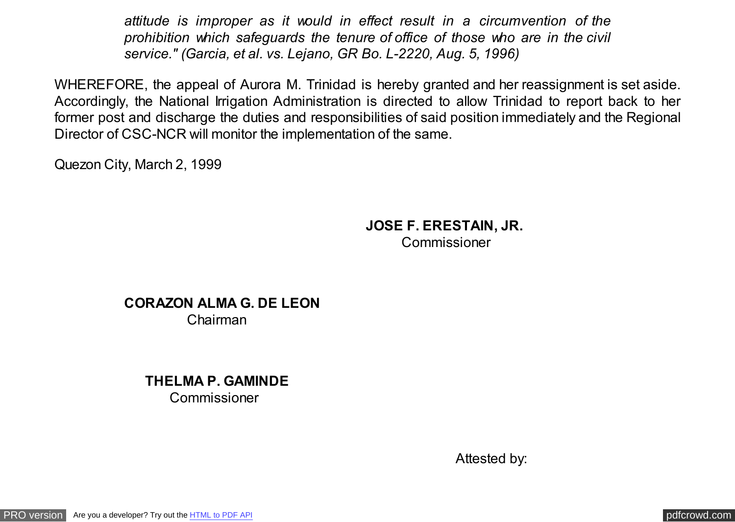*attitude is improper as it would in effect result in a circumvention of the prohibition which safeguards the tenure of office of those who are in the civil service." (Garcia, et al. vs. Lejano, GR Bo. L-2220, Aug. 5, 1996)*

WHEREFORE, the appeal of Aurora M. Trinidad is hereby granted and her reassignment is set aside. Accordingly, the National Irrigation Administration is directed to allow Trinidad to report back to her former post and discharge the duties and responsibilities of said position immediately and the Regional Director of CSC-NCR will monitor the implementation of the same.

Quezon City, March 2, 1999

**JOSE F. ERESTAIN, JR.**
Commissioner

**CORAZON ALMA G. DE LEON**
Chairman

**THELMA P. GAMINDE**
Commissioner

Attested by: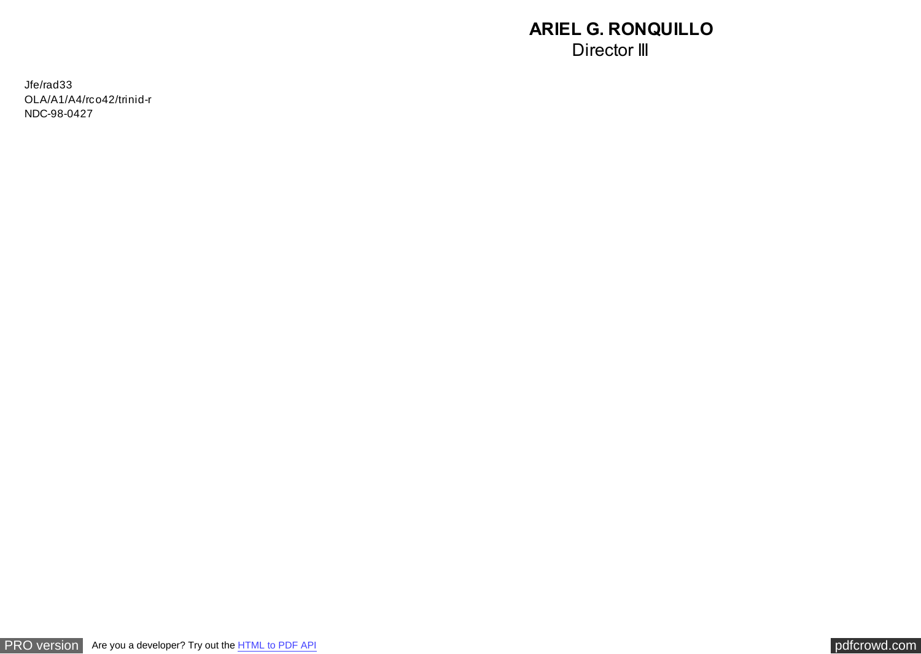**ARIEL G. RONQUILLO**
Director III

Jfe/rad33
OLA/A1/A4/rco42/trinid-r
NDC-98-0427